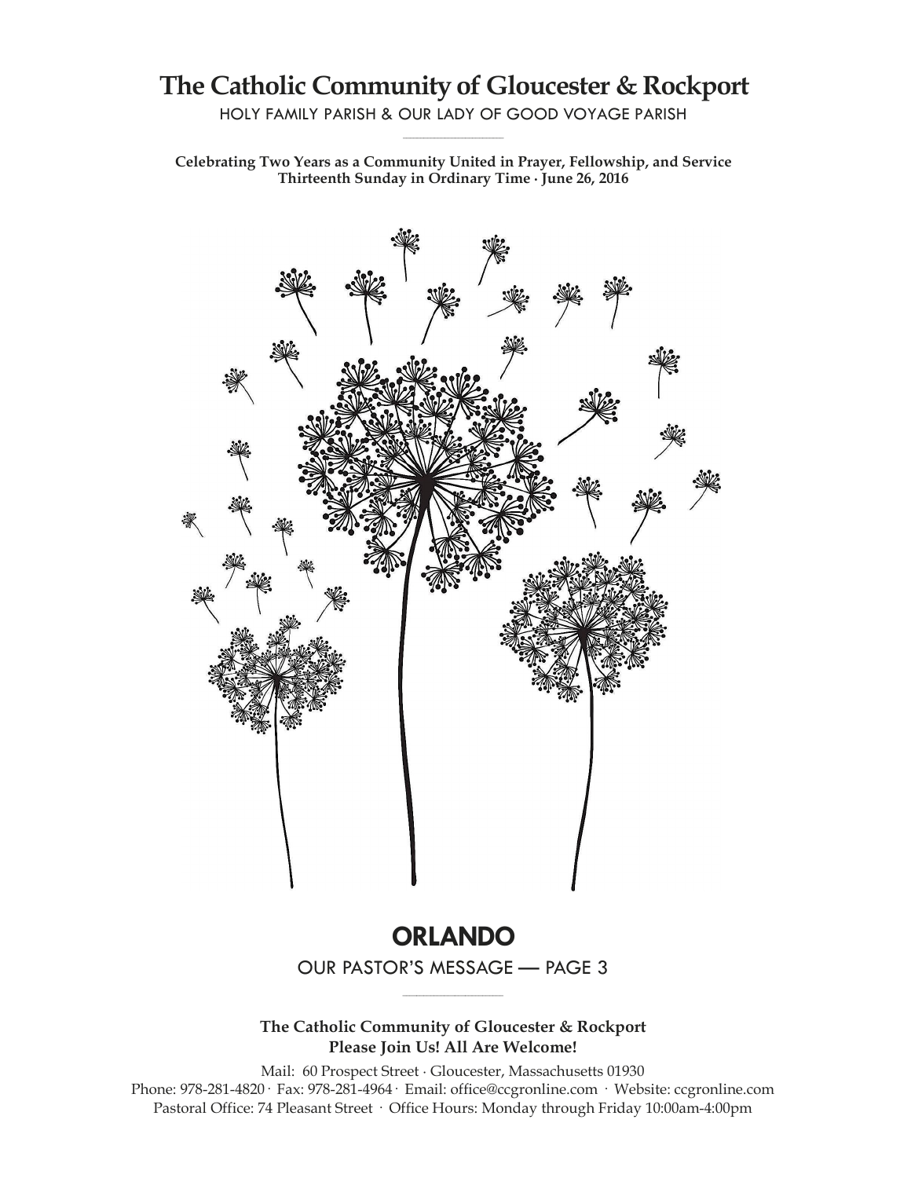# The Catholic Community of Gloucester & Rockport

HOLY FAMILY PARISH & OUR LADY OF GOOD VOYAGE PARISH

**Celebrating Two Years as a Community United in Prayer, Fellowship, and Service**
**Thirteenth Sunday in Ordinary Time · June 26, 2016**

## ORLANDO

OUR PASTOR'S MESSAGE — PAGE 3

**The Catholic Community of Gloucester & Rockport**
**Please Join Us! All Are Welcome!**

Mail: 60 Prospect Street · Gloucester, Massachusetts 01930
Phone: 978-281-4820 · Fax: 978-281-4964 · Email: office@ccgronline.com · Website: ccgronline.com
Pastoral Office: 74 Pleasant Street · Office Hours: Monday through Friday 10:00am-4:00pm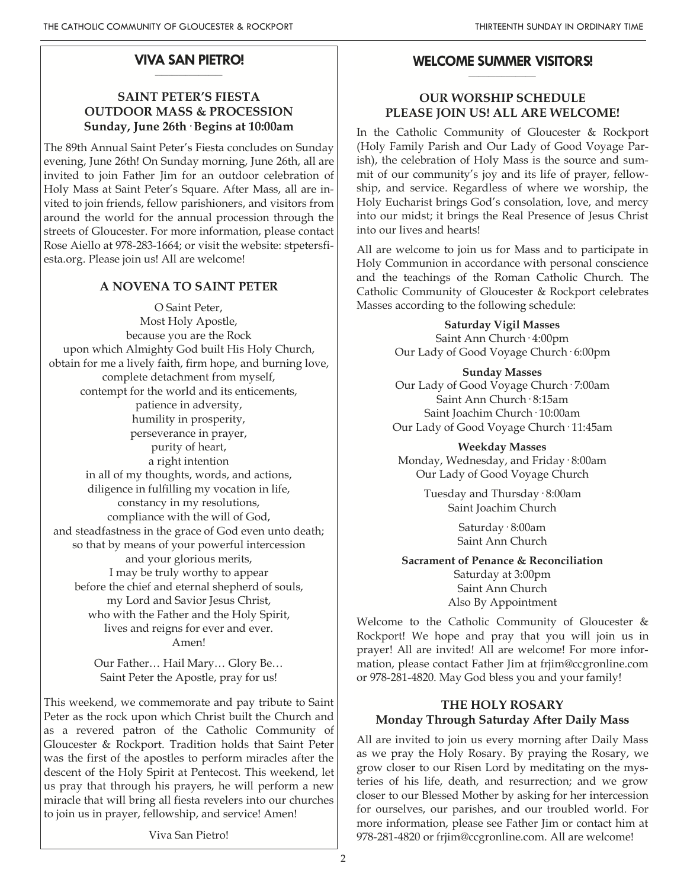## VIVA SAN PIETRO!

### SAINT PETER'S FIESTA OUTDOOR MASS & PROCESSION
**Sunday, June 26th · Begins at 10:00am**

The 89th Annual Saint Peter's Fiesta concludes on Sunday evening, June 26th! On Sunday morning, June 26th, all are invited to join Father Jim for an outdoor celebration of Holy Mass at Saint Peter's Square. After Mass, all are invited to join friends, fellow parishioners, and visitors from around the world for the annual procession through the streets of Gloucester. For more information, please contact Rose Aiello at 978-283-1664; or visit the website: stpetersfiesta.org. Please join us! All are welcome!

### A NOVENA TO SAINT PETER

O Saint Peter,
Most Holy Apostle,
because you are the Rock
upon which Almighty God built His Holy Church,
obtain for me a lively faith, firm hope, and burning love,
complete detachment from myself,
contempt for the world and its enticements,
patience in adversity,
humility in prosperity,
perseverance in prayer,
purity of heart,
a right intention
in all of my thoughts, words, and actions,
diligence in fulfilling my vocation in life,
constancy in my resolutions,
compliance with the will of God,
and steadfastness in the grace of God even unto death;
so that by means of your powerful intercession
and your glorious merits,
I may be truly worthy to appear
before the chief and eternal shepherd of souls,
my Lord and Savior Jesus Christ,
who with the Father and the Holy Spirit,
lives and reigns for ever and ever.
Amen!

Our Father… Hail Mary… Glory Be…
Saint Peter the Apostle, pray for us!

This weekend, we commemorate and pay tribute to Saint Peter as the rock upon which Christ built the Church and as a revered patron of the Catholic Community of Gloucester & Rockport. Tradition holds that Saint Peter was the first of the apostles to perform miracles after the descent of the Holy Spirit at Pentecost. This weekend, let us pray that through his prayers, he will perform a new miracle that will bring all fiesta revelers into our churches to join us in prayer, fellowship, and service! Amen!

Viva San Pietro!

## WELCOME SUMMER VISITORS!

### OUR WORSHIP SCHEDULE
### PLEASE JOIN US! ALL ARE WELCOME!

In the Catholic Community of Gloucester & Rockport (Holy Family Parish and Our Lady of Good Voyage Parish), the celebration of Holy Mass is the source and summit of our community's joy and its life of prayer, fellowship, and service. Regardless of where we worship, the Holy Eucharist brings God's consolation, love, and mercy into our midst; it brings the Real Presence of Jesus Christ into our lives and hearts!

All are welcome to join us for Mass and to participate in Holy Communion in accordance with personal conscience and the teachings of the Roman Catholic Church. The Catholic Community of Gloucester & Rockport celebrates Masses according to the following schedule:

**Saturday Vigil Masses**
Saint Ann Church · 4:00pm
Our Lady of Good Voyage Church · 6:00pm

**Sunday Masses**
Our Lady of Good Voyage Church · 7:00am
Saint Ann Church · 8:15am
Saint Joachim Church · 10:00am
Our Lady of Good Voyage Church · 11:45am

**Weekday Masses**
Monday, Wednesday, and Friday · 8:00am
Our Lady of Good Voyage Church

Tuesday and Thursday · 8:00am
Saint Joachim Church

Saturday · 8:00am
Saint Ann Church

**Sacrament of Penance & Reconciliation**
Saturday at 3:00pm
Saint Ann Church
Also By Appointment

Welcome to the Catholic Community of Gloucester & Rockport! We hope and pray that you will join us in prayer! All are invited! All are welcome! For more information, please contact Father Jim at frjim@ccgronline.com or 978-281-4820. May God bless you and your family!

### THE HOLY ROSARY
**Monday Through Saturday After Daily Mass**

All are invited to join us every morning after Daily Mass as we pray the Holy Rosary. By praying the Rosary, we grow closer to our Risen Lord by meditating on the mysteries of his life, death, and resurrection; and we grow closer to our Blessed Mother by asking for her intercession for ourselves, our parishes, and our troubled world. For more information, please see Father Jim or contact him at 978-281-4820 or frjim@ccgronline.com. All are welcome!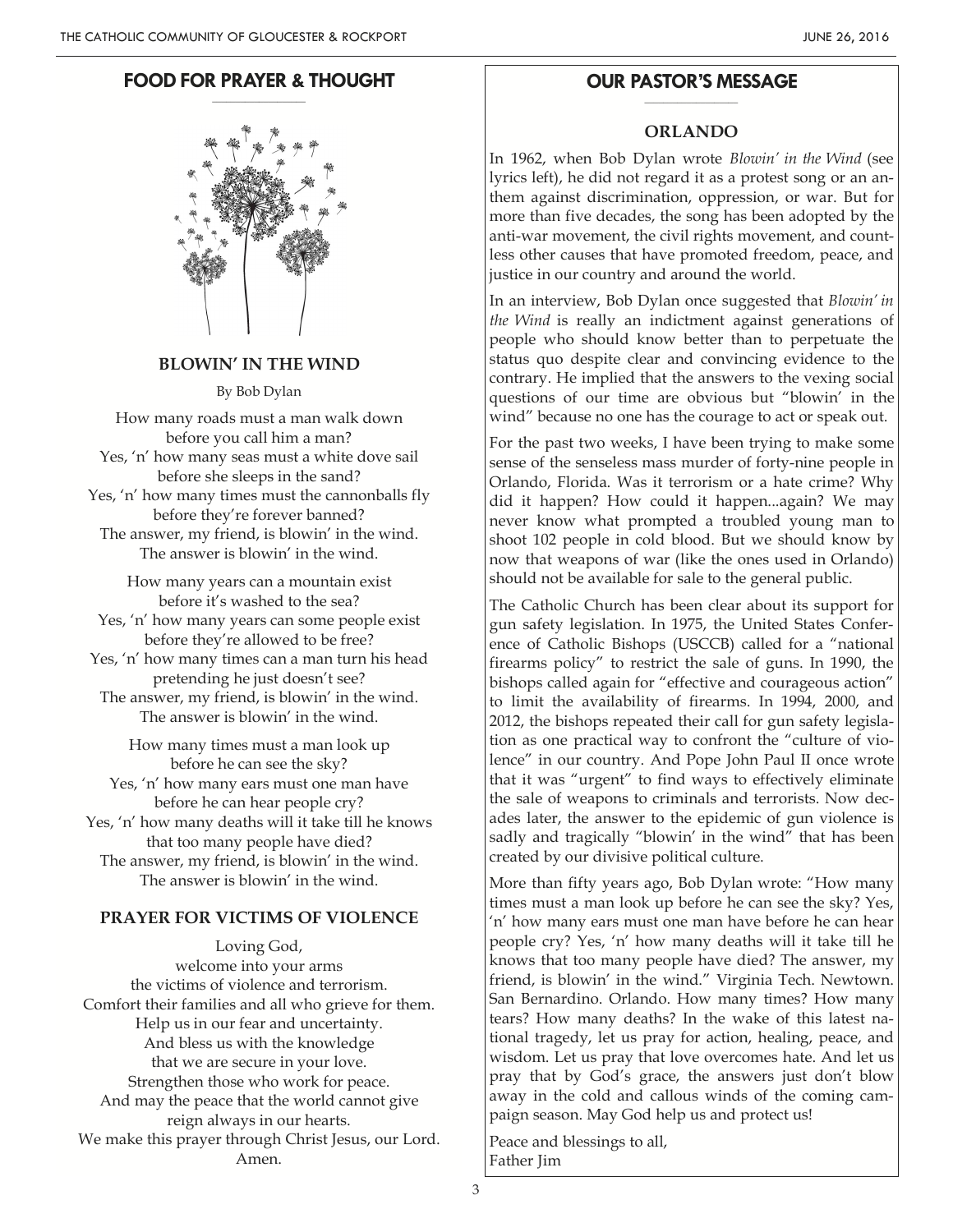## FOOD FOR PRAYER & THOUGHT

### BLOWIN' IN THE WIND

By Bob Dylan

How many roads must a man walk down
before you call him a man?
Yes, 'n' how many seas must a white dove sail
before she sleeps in the sand?
Yes, 'n' how many times must the cannonballs fly
before they're forever banned?
The answer, my friend, is blowin' in the wind.
The answer is blowin' in the wind.

How many years can a mountain exist
before it's washed to the sea?
Yes, 'n' how many years can some people exist
before they're allowed to be free?
Yes, 'n' how many times can a man turn his head
pretending he just doesn't see?
The answer, my friend, is blowin' in the wind.
The answer is blowin' in the wind.

How many times must a man look up
before he can see the sky?
Yes, 'n' how many ears must one man have
before he can hear people cry?
Yes, 'n' how many deaths will it take till he knows
that too many people have died?
The answer, my friend, is blowin' in the wind.
The answer is blowin' in the wind.

### PRAYER FOR VICTIMS OF VIOLENCE

Loving God,
welcome into your arms
the victims of violence and terrorism.
Comfort their families and all who grieve for them.
Help us in our fear and uncertainty.
And bless us with the knowledge
that we are secure in your love.
Strengthen those who work for peace.
And may the peace that the world cannot give
reign always in our hearts.
We make this prayer through Christ Jesus, our Lord.
Amen.

## OUR PASTOR'S MESSAGE

### ORLANDO

In 1962, when Bob Dylan wrote *Blowin' in the Wind* (see lyrics left), he did not regard it as a protest song or an anthem against discrimination, oppression, or war. But for more than five decades, the song has been adopted by the anti-war movement, the civil rights movement, and countless other causes that have promoted freedom, peace, and justice in our country and around the world.

In an interview, Bob Dylan once suggested that *Blowin' in the Wind* is really an indictment against generations of people who should know better than to perpetuate the status quo despite clear and convincing evidence to the contrary. He implied that the answers to the vexing social questions of our time are obvious but "blowin' in the wind" because no one has the courage to act or speak out.

For the past two weeks, I have been trying to make some sense of the senseless mass murder of forty-nine people in Orlando, Florida. Was it terrorism or a hate crime? Why did it happen? How could it happen...again? We may never know what prompted a troubled young man to shoot 102 people in cold blood. But we should know by now that weapons of war (like the ones used in Orlando) should not be available for sale to the general public.

The Catholic Church has been clear about its support for gun safety legislation. In 1975, the United States Conference of Catholic Bishops (USCCB) called for a "national firearms policy" to restrict the sale of guns. In 1990, the bishops called again for "effective and courageous action" to limit the availability of firearms. In 1994, 2000, and 2012, the bishops repeated their call for gun safety legislation as one practical way to confront the "culture of violence" in our country. And Pope John Paul II once wrote that it was "urgent" to find ways to effectively eliminate the sale of weapons to criminals and terrorists. Now decades later, the answer to the epidemic of gun violence is sadly and tragically "blowin' in the wind" that has been created by our divisive political culture.

More than fifty years ago, Bob Dylan wrote: "How many times must a man look up before he can see the sky? Yes, 'n' how many ears must one man have before he can hear people cry? Yes, 'n' how many deaths will it take till he knows that too many people have died? The answer, my friend, is blowin' in the wind." Virginia Tech. Newtown. San Bernardino. Orlando. How many times? How many tears? How many deaths? In the wake of this latest national tragedy, let us pray for action, healing, peace, and wisdom. Let us pray that love overcomes hate. And let us pray that by God's grace, the answers just don't blow away in the cold and callous winds of the coming campaign season. May God help us and protect us!

Peace and blessings to all,
Father Jim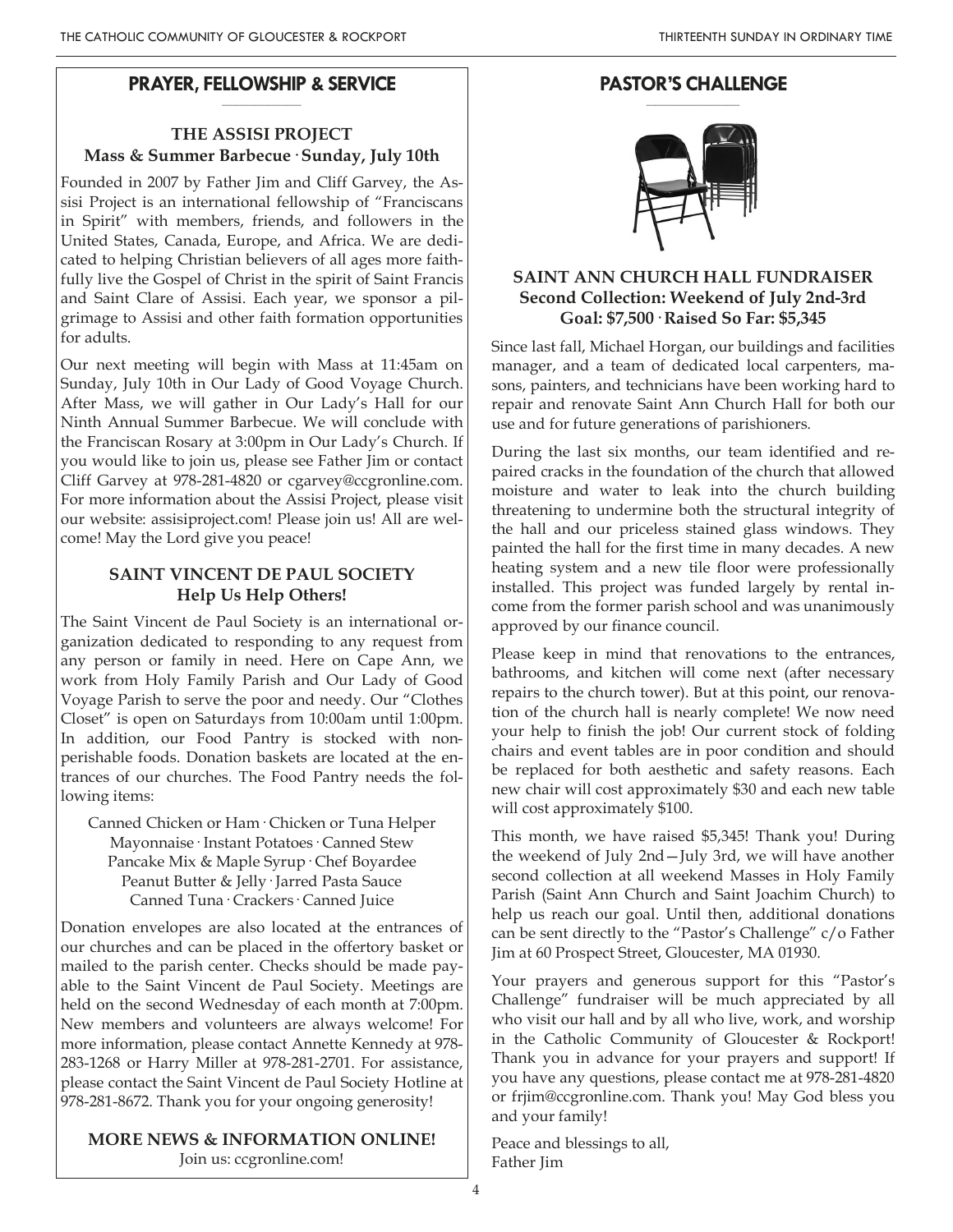## PRAYER, FELLOWSHIP & SERVICE

### THE ASSISI PROJECT
**Mass & Summer Barbecue · Sunday, July 10th**

Founded in 2007 by Father Jim and Cliff Garvey, the Assisi Project is an international fellowship of "Franciscans in Spirit" with members, friends, and followers in the United States, Canada, Europe, and Africa. We are dedicated to helping Christian believers of all ages more faithfully live the Gospel of Christ in the spirit of Saint Francis and Saint Clare of Assisi. Each year, we sponsor a pilgrimage to Assisi and other faith formation opportunities for adults.

Our next meeting will begin with Mass at 11:45am on Sunday, July 10th in Our Lady of Good Voyage Church. After Mass, we will gather in Our Lady's Hall for our Ninth Annual Summer Barbecue. We will conclude with the Franciscan Rosary at 3:00pm in Our Lady's Church. If you would like to join us, please see Father Jim or contact Cliff Garvey at 978-281-4820 or cgarvey@ccgronline.com. For more information about the Assisi Project, please visit our website: assisiproject.com! Please join us! All are welcome! May the Lord give you peace!

### SAINT VINCENT DE PAUL SOCIETY
**Help Us Help Others!**

The Saint Vincent de Paul Society is an international organization dedicated to responding to any request from any person or family in need. Here on Cape Ann, we work from Holy Family Parish and Our Lady of Good Voyage Parish to serve the poor and needy. Our "Clothes Closet" is open on Saturdays from 10:00am until 1:00pm. In addition, our Food Pantry is stocked with non-perishable foods. Donation baskets are located at the entrances of our churches. The Food Pantry needs the following items:

Canned Chicken or Ham · Chicken or Tuna Helper
Mayonnaise · Instant Potatoes · Canned Stew
Pancake Mix & Maple Syrup · Chef Boyardee
Peanut Butter & Jelly · Jarred Pasta Sauce
Canned Tuna · Crackers · Canned Juice

Donation envelopes are also located at the entrances of our churches and can be placed in the offertory basket or mailed to the parish center. Checks should be made payable to the Saint Vincent de Paul Society. Meetings are held on the second Wednesday of each month at 7:00pm. New members and volunteers are always welcome! For more information, please contact Annette Kennedy at 978-283-1268 or Harry Miller at 978-281-2701. For assistance, please contact the Saint Vincent de Paul Society Hotline at 978-281-8672. Thank you for your ongoing generosity!

**MORE NEWS & INFORMATION ONLINE!**
Join us: ccgronline.com!

## PASTOR'S CHALLENGE

### SAINT ANN CHURCH HALL FUNDRAISER
**Second Collection: Weekend of July 2nd-3rd**
**Goal: $7,500 · Raised So Far: $5,345**

Since last fall, Michael Horgan, our buildings and facilities manager, and a team of dedicated local carpenters, masons, painters, and technicians have been working hard to repair and renovate Saint Ann Church Hall for both our use and for future generations of parishioners.

During the last six months, our team identified and repaired cracks in the foundation of the church that allowed moisture and water to leak into the church building threatening to undermine both the structural integrity of the hall and our priceless stained glass windows. They painted the hall for the first time in many decades. A new heating system and a new tile floor were professionally installed. This project was funded largely by rental income from the former parish school and was unanimously approved by our finance council.

Please keep in mind that renovations to the entrances, bathrooms, and kitchen will come next (after necessary repairs to the church tower). But at this point, our renovation of the church hall is nearly complete! We now need your help to finish the job! Our current stock of folding chairs and event tables are in poor condition and should be replaced for both aesthetic and safety reasons. Each new chair will cost approximately $30 and each new table will cost approximately $100.

This month, we have raised $5,345! Thank you! During the weekend of July 2nd—July 3rd, we will have another second collection at all weekend Masses in Holy Family Parish (Saint Ann Church and Saint Joachim Church) to help us reach our goal. Until then, additional donations can be sent directly to the "Pastor's Challenge" c/o Father Jim at 60 Prospect Street, Gloucester, MA 01930.

Your prayers and generous support for this "Pastor's Challenge" fundraiser will be much appreciated by all who visit our hall and by all who live, work, and worship in the Catholic Community of Gloucester & Rockport! Thank you in advance for your prayers and support! If you have any questions, please contact me at 978-281-4820 or frjim@ccgronline.com. Thank you! May God bless you and your family!

Peace and blessings to all,
Father Jim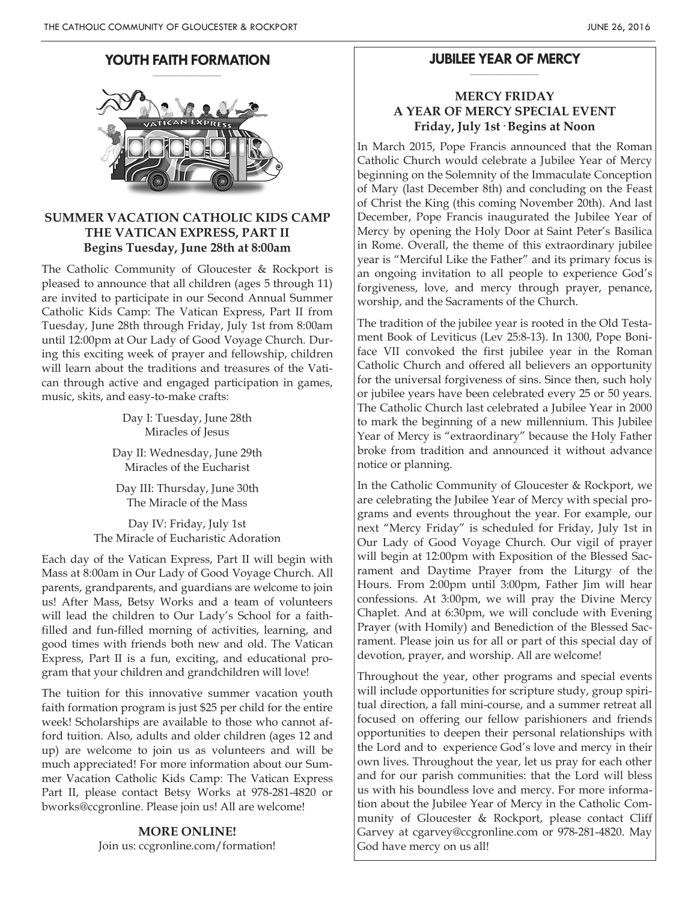## YOUTH FAITH FORMATION

### SUMMER VACATION CATHOLIC KIDS CAMP
### THE VATICAN EXPRESS, PART II
**Begins Tuesday, June 28th at 8:00am**

The Catholic Community of Gloucester & Rockport is pleased to announce that all children (ages 5 through 11) are invited to participate in our Second Annual Summer Catholic Kids Camp: The Vatican Express, Part II from Tuesday, June 28th through Friday, July 1st from 8:00am until 12:00pm at Our Lady of Good Voyage Church. During this exciting week of prayer and fellowship, children will learn about the traditions and treasures of the Vatican through active and engaged participation in games, music, skits, and easy-to-make crafts:

Day I: Tuesday, June 28th
Miracles of Jesus

Day II: Wednesday, June 29th
Miracles of the Eucharist

Day III: Thursday, June 30th
The Miracle of the Mass

Day IV: Friday, July 1st
The Miracle of Eucharistic Adoration

Each day of the Vatican Express, Part II will begin with Mass at 8:00am in Our Lady of Good Voyage Church. All parents, grandparents, and guardians are welcome to join us! After Mass, Betsy Works and a team of volunteers will lead the children to Our Lady's School for a faith-filled and fun-filled morning of activities, learning, and good times with friends both new and old. The Vatican Express, Part II is a fun, exciting, and educational program that your children and grandchildren will love!

The tuition for this innovative summer vacation youth faith formation program is just $25 per child for the entire week! Scholarships are available to those who cannot afford tuition. Also, adults and older children (ages 12 and up) are welcome to join us as volunteers and will be much appreciated! For more information about our Summer Vacation Catholic Kids Camp: The Vatican Express Part II, please contact Betsy Works at 978-281-4820 or bworks@ccgronline. Please join us! All are welcome!

**MORE ONLINE!**
Join us: ccgronline.com/formation!

## JUBILEE YEAR OF MERCY

### MERCY FRIDAY
### A YEAR OF MERCY SPECIAL EVENT
**Friday, July 1st · Begins at Noon**

In March 2015, Pope Francis announced that the Roman Catholic Church would celebrate a Jubilee Year of Mercy beginning on the Solemnity of the Immaculate Conception of Mary (last December 8th) and concluding on the Feast of Christ the King (this coming November 20th). And last December, Pope Francis inaugurated the Jubilee Year of Mercy by opening the Holy Door at Saint Peter's Basilica in Rome. Overall, the theme of this extraordinary jubilee year is "Merciful Like the Father" and its primary focus is an ongoing invitation to all people to experience God's forgiveness, love, and mercy through prayer, penance, worship, and the Sacraments of the Church.

The tradition of the jubilee year is rooted in the Old Testament Book of Leviticus (Lev 25:8-13). In 1300, Pope Boniface VII convoked the first jubilee year in the Roman Catholic Church and offered all believers an opportunity for the universal forgiveness of sins. Since then, such holy or jubilee years have been celebrated every 25 or 50 years. The Catholic Church last celebrated a Jubilee Year in 2000 to mark the beginning of a new millennium. This Jubilee Year of Mercy is "extraordinary" because the Holy Father broke from tradition and announced it without advance notice or planning.

In the Catholic Community of Gloucester & Rockport, we are celebrating the Jubilee Year of Mercy with special programs and events throughout the year. For example, our next "Mercy Friday" is scheduled for Friday, July 1st in Our Lady of Good Voyage Church. Our vigil of prayer will begin at 12:00pm with Exposition of the Blessed Sacrament and Daytime Prayer from the Liturgy of the Hours. From 2:00pm until 3:00pm, Father Jim will hear confessions. At 3:00pm, we will pray the Divine Mercy Chaplet. And at 6:30pm, we will conclude with Evening Prayer (with Homily) and Benediction of the Blessed Sacrament. Please join us for all or part of this special day of devotion, prayer, and worship. All are welcome!

Throughout the year, other programs and special events will include opportunities for scripture study, group spiritual direction, a fall mini-course, and a summer retreat all focused on offering our fellow parishioners and friends opportunities to deepen their personal relationships with the Lord and to experience God's love and mercy in their own lives. Throughout the year, let us pray for each other and for our parish communities: that the Lord will bless us with his boundless love and mercy. For more information about the Jubilee Year of Mercy in the Catholic Community of Gloucester & Rockport, please contact Cliff Garvey at cgarvey@ccgronline.com or 978-281-4820. May God have mercy on us all!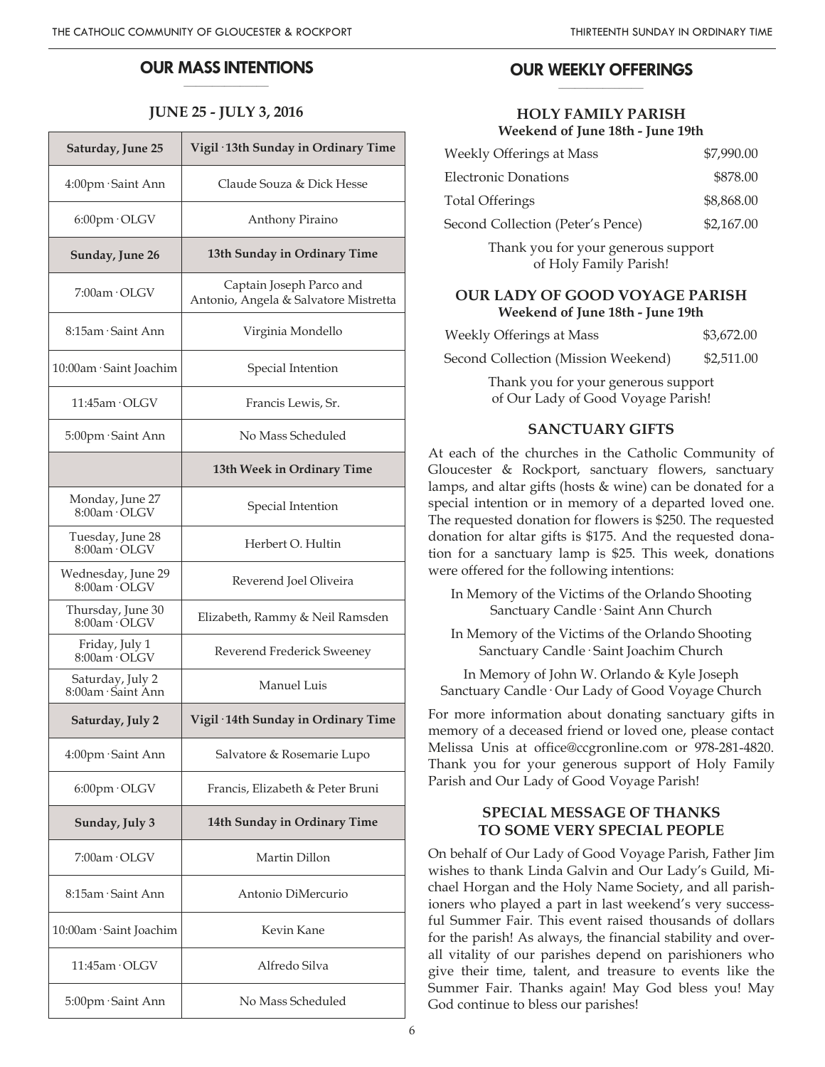## OUR MASS INTENTIONS

**JUNE 25 - JULY 3, 2016**

| Saturday, June 25 | Vigil · 13th Sunday in Ordinary Time |
|---|---|
| 4:00pm · Saint Ann | Claude Souza & Dick Hesse |
| 6:00pm · OLGV | Anthony Piraino |
| **Sunday, June 26** | **13th Sunday in Ordinary Time** |
| 7:00am · OLGV | Captain Joseph Parco and Antonio, Angela & Salvatore Mistretta |
| 8:15am · Saint Ann | Virginia Mondello |
| 10:00am · Saint Joachim | Special Intention |
| 11:45am · OLGV | Francis Lewis, Sr. |
| 5:00pm · Saint Ann | No Mass Scheduled |
| | **13th Week in Ordinary Time** |
| Monday, June 27 8:00am · OLGV | Special Intention |
| Tuesday, June 28 8:00am · OLGV | Herbert O. Hultin |
| Wednesday, June 29 8:00am · OLGV | Reverend Joel Oliveira |
| Thursday, June 30 8:00am · OLGV | Elizabeth, Rammy & Neil Ramsden |
| Friday, July 1 8:00am · OLGV | Reverend Frederick Sweeney |
| Saturday, July 2 8:00am · Saint Ann | Manuel Luis |
| **Saturday, July 2** | **Vigil · 14th Sunday in Ordinary Time** |
| 4:00pm · Saint Ann | Salvatore & Rosemarie Lupo |
| 6:00pm · OLGV | Francis, Elizabeth & Peter Bruni |
| **Sunday, July 3** | **14th Sunday in Ordinary Time** |
| 7:00am · OLGV | Martin Dillon |
| 8:15am · Saint Ann | Antonio DiMercurio |
| 10:00am · Saint Joachim | Kevin Kane |
| 11:45am · OLGV | Alfredo Silva |
| 5:00pm · Saint Ann | No Mass Scheduled |

## OUR WEEKLY OFFERINGS

### HOLY FAMILY PARISH
**Weekend of June 18th - June 19th**

| | |
|---|---|
| Weekly Offerings at Mass | $7,990.00 |
| Electronic Donations | $878.00 |
| Total Offerings | $8,868.00 |
| Second Collection (Peter's Pence) | $2,167.00 |

Thank you for your generous support of Holy Family Parish!

### OUR LADY OF GOOD VOYAGE PARISH
**Weekend of June 18th - June 19th**

| | |
|---|---|
| Weekly Offerings at Mass | $3,672.00 |
| Second Collection (Mission Weekend) | $2,511.00 |

Thank you for your generous support of Our Lady of Good Voyage Parish!

### SANCTUARY GIFTS

At each of the churches in the Catholic Community of Gloucester & Rockport, sanctuary flowers, sanctuary lamps, and altar gifts (hosts & wine) can be donated for a special intention or in memory of a departed loved one. The requested donation for flowers is $250. The requested donation for altar gifts is $175. And the requested donation for a sanctuary lamp is $25. This week, donations were offered for the following intentions:

In Memory of the Victims of the Orlando Shooting
Sanctuary Candle · Saint Ann Church

In Memory of the Victims of the Orlando Shooting
Sanctuary Candle · Saint Joachim Church

In Memory of John W. Orlando & Kyle Joseph
Sanctuary Candle · Our Lady of Good Voyage Church

For more information about donating sanctuary gifts in memory of a deceased friend or loved one, please contact Melissa Unis at office@ccgronline.com or 978-281-4820. Thank you for your generous support of Holy Family Parish and Our Lady of Good Voyage Parish!

### SPECIAL MESSAGE OF THANKS TO SOME VERY SPECIAL PEOPLE

On behalf of Our Lady of Good Voyage Parish, Father Jim wishes to thank Linda Galvin and Our Lady's Guild, Michael Horgan and the Holy Name Society, and all parishioners who played a part in last weekend's very successful Summer Fair. This event raised thousands of dollars for the parish! As always, the financial stability and overall vitality of our parishes depend on parishioners who give their time, talent, and treasure to events like the Summer Fair. Thanks again! May God bless you! May God continue to bless our parishes!